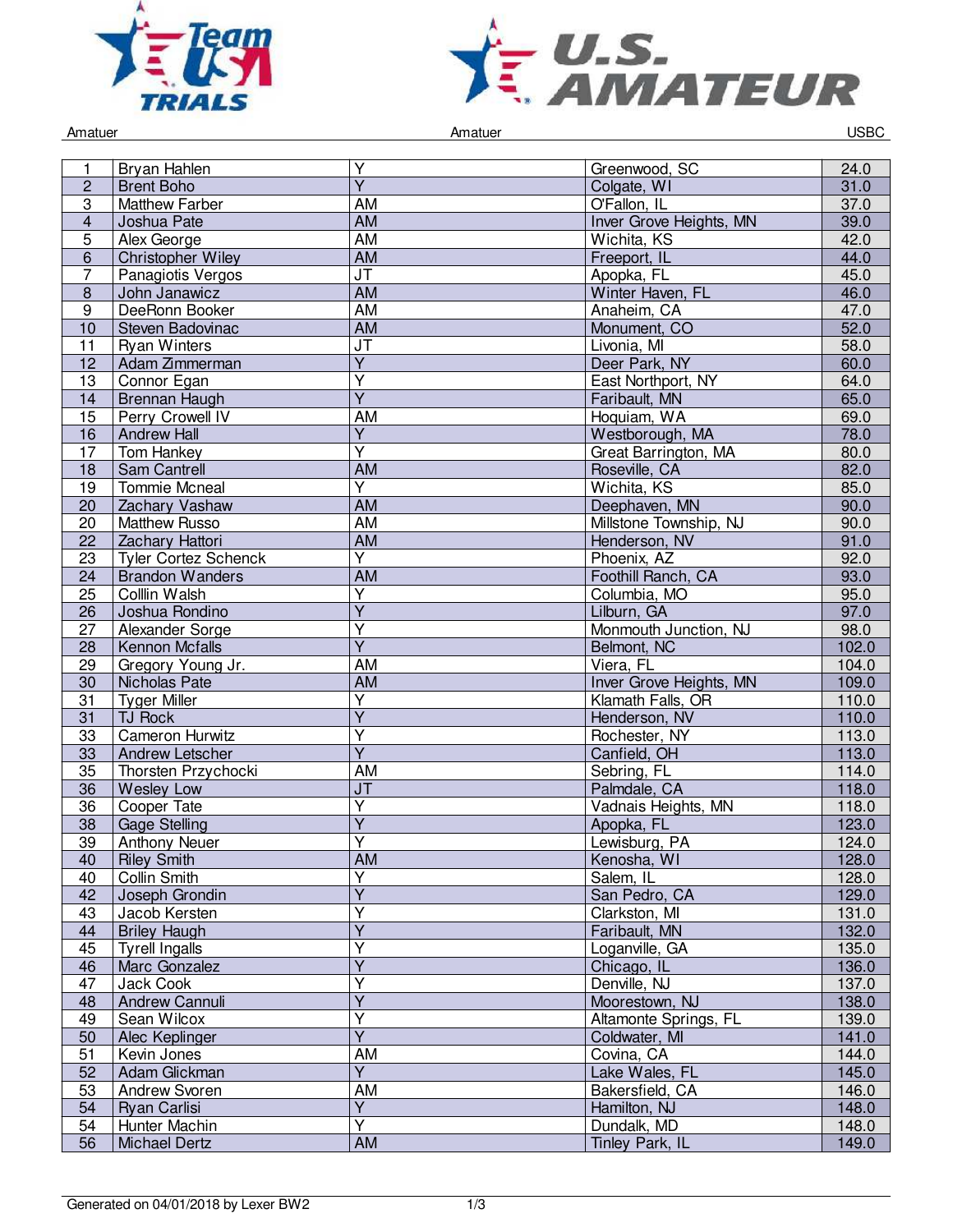Amatuer Amatuer USBC

| | | | | |
|---|---|---|---|---|
| 1 | Bryan Hahlen | Y | Greenwood, SC | 24.0 |
| 2 | Brent Boho | Y | Colgate, WI | 31.0 |
| 3 | Matthew Farber | AM | O'Fallon, IL | 37.0 |
| 4 | Joshua Pate | AM | Inver Grove Heights, MN | 39.0 |
| 5 | Alex George | AM | Wichita, KS | 42.0 |
| 6 | Christopher Wiley | AM | Freeport, IL | 44.0 |
| 7 | Panagiotis Vergos | JT | Apopka, FL | 45.0 |
| 8 | John Janawicz | AM | Winter Haven, FL | 46.0 |
| 9 | DeeRonn Booker | AM | Anaheim, CA | 47.0 |
| 10 | Steven Badovinac | AM | Monument, CO | 52.0 |
| 11 | Ryan Winters | JT | Livonia, MI | 58.0 |
| 12 | Adam Zimmerman | Y | Deer Park, NY | 60.0 |
| 13 | Connor Egan | Y | East Northport, NY | 64.0 |
| 14 | Brennan Haugh | Y | Faribault, MN | 65.0 |
| 15 | Perry Crowell IV | AM | Hoquiam, WA | 69.0 |
| 16 | Andrew Hall | Y | Westborough, MA | 78.0 |
| 17 | Tom Hankey | Y | Great Barrington, MA | 80.0 |
| 18 | Sam Cantrell | AM | Roseville, CA | 82.0 |
| 19 | Tommie Mcneal | Y | Wichita, KS | 85.0 |
| 20 | Zachary Vashaw | AM | Deephaven, MN | 90.0 |
| 20 | Matthew Russo | AM | Millstone Township, NJ | 90.0 |
| 22 | Zachary Hattori | AM | Henderson, NV | 91.0 |
| 23 | Tyler Cortez Schenck | Y | Phoenix, AZ | 92.0 |
| 24 | Brandon Wanders | AM | Foothill Ranch, CA | 93.0 |
| 25 | Colllin Walsh | Y | Columbia, MO | 95.0 |
| 26 | Joshua Rondino | Y | Lilburn, GA | 97.0 |
| 27 | Alexander Sorge | Y | Monmouth Junction, NJ | 98.0 |
| 28 | Kennon Mcfalls | Y | Belmont, NC | 102.0 |
| 29 | Gregory Young Jr. | AM | Viera, FL | 104.0 |
| 30 | Nicholas Pate | AM | Inver Grove Heights, MN | 109.0 |
| 31 | Tyger Miller | Y | Klamath Falls, OR | 110.0 |
| 31 | TJ Rock | Y | Henderson, NV | 110.0 |
| 33 | Cameron Hurwitz | Y | Rochester, NY | 113.0 |
| 33 | Andrew Letscher | Y | Canfield, OH | 113.0 |
| 35 | Thorsten Przychocki | AM | Sebring, FL | 114.0 |
| 36 | Wesley Low | JT | Palmdale, CA | 118.0 |
| 36 | Cooper Tate | Y | Vadnais Heights, MN | 118.0 |
| 38 | Gage Stelling | Y | Apopka, FL | 123.0 |
| 39 | Anthony Neuer | Y | Lewisburg, PA | 124.0 |
| 40 | Riley Smith | AM | Kenosha, WI | 128.0 |
| 40 | Collin Smith | Y | Salem, IL | 128.0 |
| 42 | Joseph Grondin | Y | San Pedro, CA | 129.0 |
| 43 | Jacob Kersten | Y | Clarkston, MI | 131.0 |
| 44 | Briley Haugh | Y | Faribault, MN | 132.0 |
| 45 | Tyrell Ingalls | Y | Loganville, GA | 135.0 |
| 46 | Marc Gonzalez | Y | Chicago, IL | 136.0 |
| 47 | Jack Cook | Y | Denville, NJ | 137.0 |
| 48 | Andrew Cannuli | Y | Moorestown, NJ | 138.0 |
| 49 | Sean Wilcox | Y | Altamonte Springs, FL | 139.0 |
| 50 | Alec Keplinger | Y | Coldwater, MI | 141.0 |
| 51 | Kevin Jones | AM | Covina, CA | 144.0 |
| 52 | Adam Glickman | Y | Lake Wales, FL | 145.0 |
| 53 | Andrew Svoren | AM | Bakersfield, CA | 146.0 |
| 54 | Ryan Carlisi | Y | Hamilton, NJ | 148.0 |
| 54 | Hunter Machin | Y | Dundalk, MD | 148.0 |
| 56 | Michael Dertz | AM | Tinley Park, IL | 149.0 |

Generated on 04/01/2018 by Lexer BW2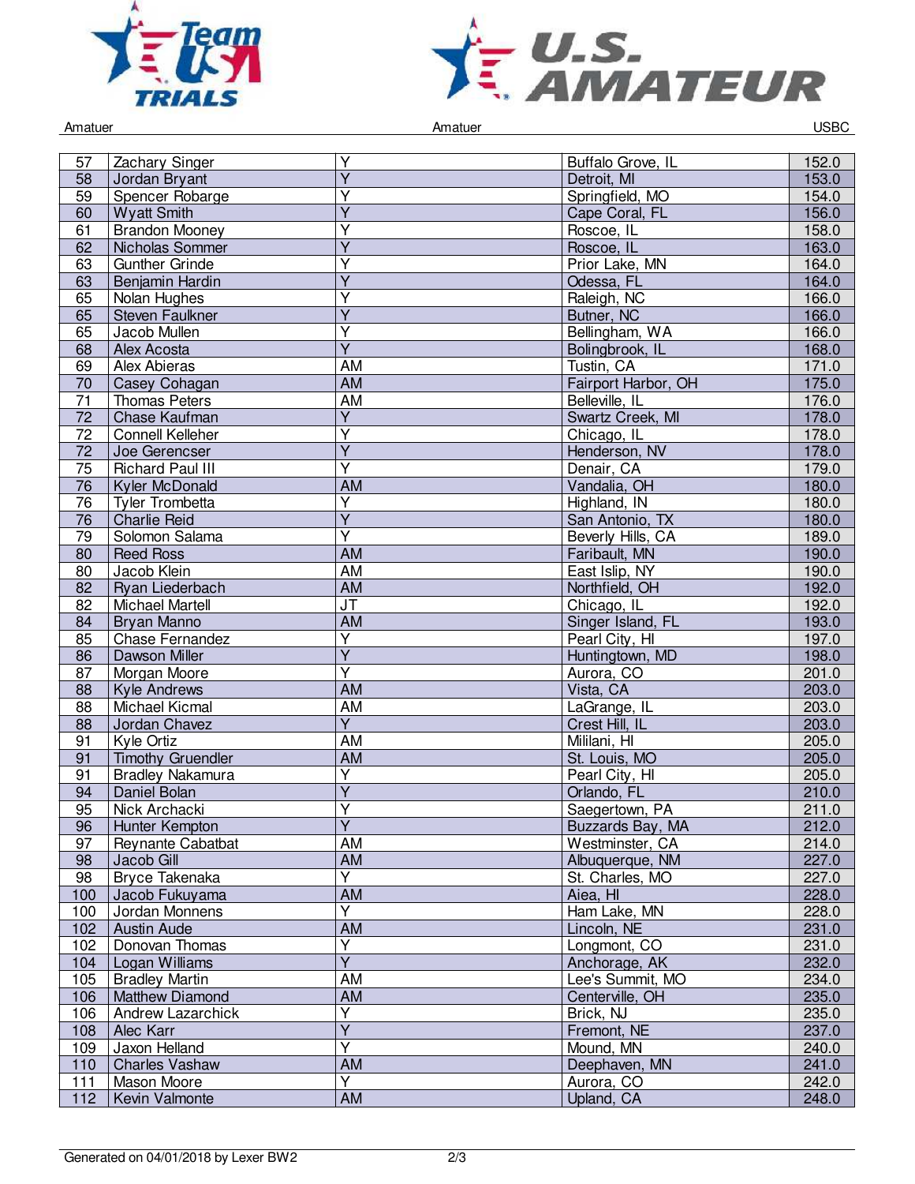| | | | | |
|---|---|---|---|---|
| 57 | Zachary Singer | Y | Buffalo Grove, IL | 152.0 |
| 58 | Jordan Bryant | Y | Detroit, MI | 153.0 |
| 59 | Spencer Robarge | Y | Springfield, MO | 154.0 |
| 60 | Wyatt Smith | Y | Cape Coral, FL | 156.0 |
| 61 | Brandon Mooney | Y | Roscoe, IL | 158.0 |
| 62 | Nicholas Sommer | Y | Roscoe, IL | 163.0 |
| 63 | Gunther Grinde | Y | Prior Lake, MN | 164.0 |
| 63 | Benjamin Hardin | Y | Odessa, FL | 164.0 |
| 65 | Nolan Hughes | Y | Raleigh, NC | 166.0 |
| 65 | Steven Faulkner | Y | Butner, NC | 166.0 |
| 65 | Jacob Mullen | Y | Bellingham, WA | 166.0 |
| 68 | Alex Acosta | Y | Bolingbrook, IL | 168.0 |
| 69 | Alex Abieras | AM | Tustin, CA | 171.0 |
| 70 | Casey Cohagan | AM | Fairport Harbor, OH | 175.0 |
| 71 | Thomas Peters | AM | Belleville, IL | 176.0 |
| 72 | Chase Kaufman | Y | Swartz Creek, MI | 178.0 |
| 72 | Connell Kelleher | Y | Chicago, IL | 178.0 |
| 72 | Joe Gerencser | Y | Henderson, NV | 178.0 |
| 75 | Richard Paul III | Y | Denair, CA | 179.0 |
| 76 | Kyler McDonald | AM | Vandalia, OH | 180.0 |
| 76 | Tyler Trombetta | Y | Highland, IN | 180.0 |
| 76 | Charlie Reid | Y | San Antonio, TX | 180.0 |
| 79 | Solomon Salama | Y | Beverly Hills, CA | 189.0 |
| 80 | Reed Ross | AM | Faribault, MN | 190.0 |
| 80 | Jacob Klein | AM | East Islip, NY | 190.0 |
| 82 | Ryan Liederbach | AM | Northfield, OH | 192.0 |
| 82 | Michael Martell | JT | Chicago, IL | 192.0 |
| 84 | Bryan Manno | AM | Singer Island, FL | 193.0 |
| 85 | Chase Fernandez | Y | Pearl City, HI | 197.0 |
| 86 | Dawson Miller | Y | Huntingtown, MD | 198.0 |
| 87 | Morgan Moore | Y | Aurora, CO | 201.0 |
| 88 | Kyle Andrews | AM | Vista, CA | 203.0 |
| 88 | Michael Kicmal | AM | LaGrange, IL | 203.0 |
| 88 | Jordan Chavez | Y | Crest Hill, IL | 203.0 |
| 91 | Kyle Ortiz | AM | Mililani, HI | 205.0 |
| 91 | Timothy Gruendler | AM | St. Louis, MO | 205.0 |
| 91 | Bradley Nakamura | Y | Pearl City, HI | 205.0 |
| 94 | Daniel Bolan | Y | Orlando, FL | 210.0 |
| 95 | Nick Archacki | Y | Saegertown, PA | 211.0 |
| 96 | Hunter Kempton | Y | Buzzards Bay, MA | 212.0 |
| 97 | Reynante Cabatbat | AM | Westminster, CA | 214.0 |
| 98 | Jacob Gill | AM | Albuquerque, NM | 227.0 |
| 98 | Bryce Takenaka | Y | St. Charles, MO | 227.0 |
| 100 | Jacob Fukuyama | AM | Aiea, HI | 228.0 |
| 100 | Jordan Monnens | Y | Ham Lake, MN | 228.0 |
| 102 | Austin Aude | AM | Lincoln, NE | 231.0 |
| 102 | Donovan Thomas | Y | Longmont, CO | 231.0 |
| 104 | Logan Williams | Y | Anchorage, AK | 232.0 |
| 105 | Bradley Martin | AM | Lee's Summit, MO | 234.0 |
| 106 | Matthew Diamond | AM | Centerville, OH | 235.0 |
| 106 | Andrew Lazarchick | Y | Brick, NJ | 235.0 |
| 108 | Alec Karr | Y | Fremont, NE | 237.0 |
| 109 | Jaxon Helland | Y | Mound, MN | 240.0 |
| 110 | Charles Vashaw | AM | Deephaven, MN | 241.0 |
| 111 | Mason Moore | Y | Aurora, CO | 242.0 |
| 112 | Kevin Valmonte | AM | Upland, CA | 248.0 |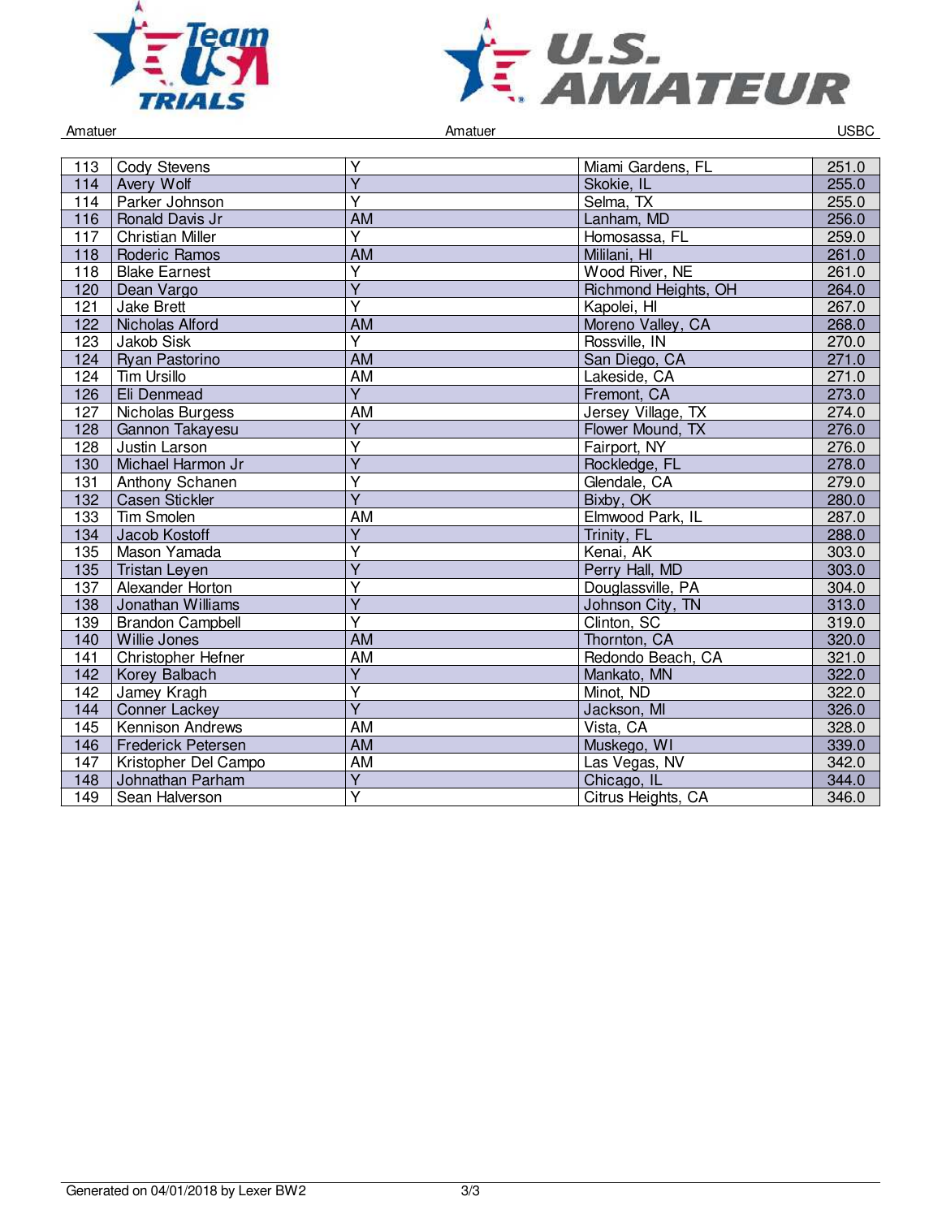| | | | | |
|---|---|---|---|---|
| 113 | Cody Stevens | Y | Miami Gardens, FL | 251.0 |
| 114 | Avery Wolf | Y | Skokie, IL | 255.0 |
| 114 | Parker Johnson | Y | Selma, TX | 255.0 |
| 116 | Ronald Davis Jr | AM | Lanham, MD | 256.0 |
| 117 | Christian Miller | Y | Homosassa, FL | 259.0 |
| 118 | Roderic Ramos | AM | Mililani, HI | 261.0 |
| 118 | Blake Earnest | Y | Wood River, NE | 261.0 |
| 120 | Dean Vargo | Y | Richmond Heights, OH | 264.0 |
| 121 | Jake Brett | Y | Kapolei, HI | 267.0 |
| 122 | Nicholas Alford | AM | Moreno Valley, CA | 268.0 |
| 123 | Jakob Sisk | Y | Rossville, IN | 270.0 |
| 124 | Ryan Pastorino | AM | San Diego, CA | 271.0 |
| 124 | Tim Ursillo | AM | Lakeside, CA | 271.0 |
| 126 | Eli Denmead | Y | Fremont, CA | 273.0 |
| 127 | Nicholas Burgess | AM | Jersey Village, TX | 274.0 |
| 128 | Gannon Takayesu | Y | Flower Mound, TX | 276.0 |
| 128 | Justin Larson | Y | Fairport, NY | 276.0 |
| 130 | Michael Harmon Jr | Y | Rockledge, FL | 278.0 |
| 131 | Anthony Schanen | Y | Glendale, CA | 279.0 |
| 132 | Casen Stickler | Y | Bixby, OK | 280.0 |
| 133 | Tim Smolen | AM | Elmwood Park, IL | 287.0 |
| 134 | Jacob Kostoff | Y | Trinity, FL | 288.0 |
| 135 | Mason Yamada | Y | Kenai, AK | 303.0 |
| 135 | Tristan Leyen | Y | Perry Hall, MD | 303.0 |
| 137 | Alexander Horton | Y | Douglassville, PA | 304.0 |
| 138 | Jonathan Williams | Y | Johnson City, TN | 313.0 |
| 139 | Brandon Campbell | Y | Clinton, SC | 319.0 |
| 140 | Willie Jones | AM | Thornton, CA | 320.0 |
| 141 | Christopher Hefner | AM | Redondo Beach, CA | 321.0 |
| 142 | Korey Balbach | Y | Mankato, MN | 322.0 |
| 142 | Jamey Kragh | Y | Minot, ND | 322.0 |
| 144 | Conner Lackey | Y | Jackson, MI | 326.0 |
| 145 | Kennison Andrews | AM | Vista, CA | 328.0 |
| 146 | Frederick Petersen | AM | Muskego, WI | 339.0 |
| 147 | Kristopher Del Campo | AM | Las Vegas, NV | 342.0 |
| 148 | Johnathan Parham | Y | Chicago, IL | 344.0 |
| 149 | Sean Halverson | Y | Citrus Heights, CA | 346.0 |

Generated on 04/01/2018 by Lexer BW2